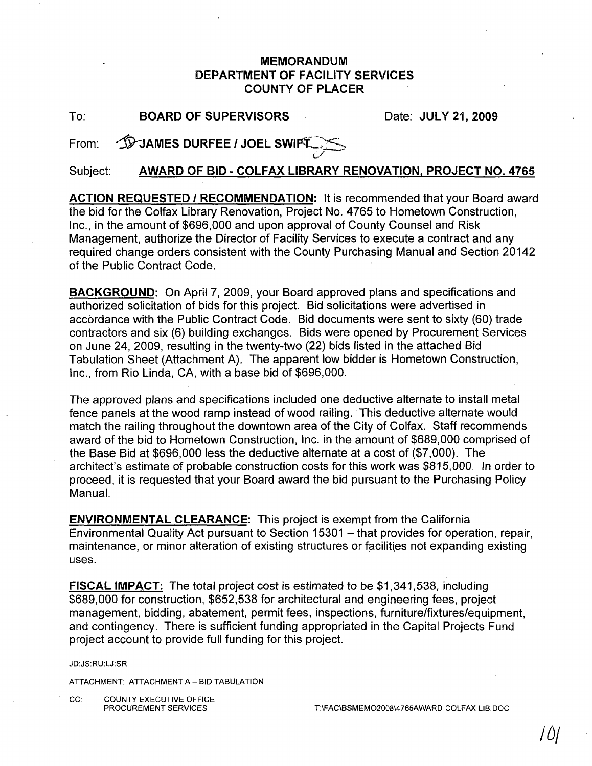# MEMORANDUM
# DEPARTMENT OF FACILITY SERVICES
# COUNTY OF PLACER

To: **BOARD OF SUPERVISORS** Date: **JULY 21, 2009**

From: **JAMES DURFEE / JOEL SWIFT**

Subject: **AWARD OF BID - COLFAX LIBRARY RENOVATION, PROJECT NO. 4765**

**ACTION REQUESTED / RECOMMENDATION:** It is recommended that your Board award the bid for the Colfax Library Renovation, Project No. 4765 to Hometown Construction, Inc., in the amount of $696,000 and upon approval of County Counsel and Risk Management, authorize the Director of Facility Services to execute a contract and any required change orders consistent with the County Purchasing Manual and Section 20142 of the Public Contract Code.

**BACKGROUND:** On April 7, 2009, your Board approved plans and specifications and authorized solicitation of bids for this project. Bid solicitations were advertised in accordance with the Public Contract Code. Bid documents were sent to sixty (60) trade contractors and six (6) building exchanges. Bids were opened by Procurement Services on June 24, 2009, resulting in the twenty-two (22) bids listed in the attached Bid Tabulation Sheet (Attachment A). The apparent low bidder is Hometown Construction, Inc., from Rio Linda, CA, with a base bid of $696,000.

The approved plans and specifications included one deductive alternate to install metal fence panels at the wood ramp instead of wood railing. This deductive alternate would match the railing throughout the downtown area of the City of Colfax. Staff recommends award of the bid to Hometown Construction, Inc. in the amount of $689,000 comprised of the Base Bid at $696,000 less the deductive alternate at a cost of ($7,000). The architect's estimate of probable construction costs for this work was $815,000. In order to proceed, it is requested that your Board award the bid pursuant to the Purchasing Policy Manual.

**ENVIRONMENTAL CLEARANCE:** This project is exempt from the California Environmental Quality Act pursuant to Section 15301 – that provides for operation, repair, maintenance, or minor alteration of existing structures or facilities not expanding existing uses.

**FISCAL IMPACT:** The total project cost is estimated to be $1,341,538, including $689,000 for construction, $652,538 for architectural and engineering fees, project management, bidding, abatement, permit fees, inspections, furniture/fixtures/equipment, and contingency. There is sufficient funding appropriated in the Capital Projects Fund project account to provide full funding for this project.

JD:JS:RU:LJ:SR

ATTACHMENT: ATTACHMENT A – BID TABULATION

CC: COUNTY EXECUTIVE OFFICE
PROCUREMENT SERVICES

T:\FAC\BSMEMO2008\4765AWARD COLFAX LIB.DOC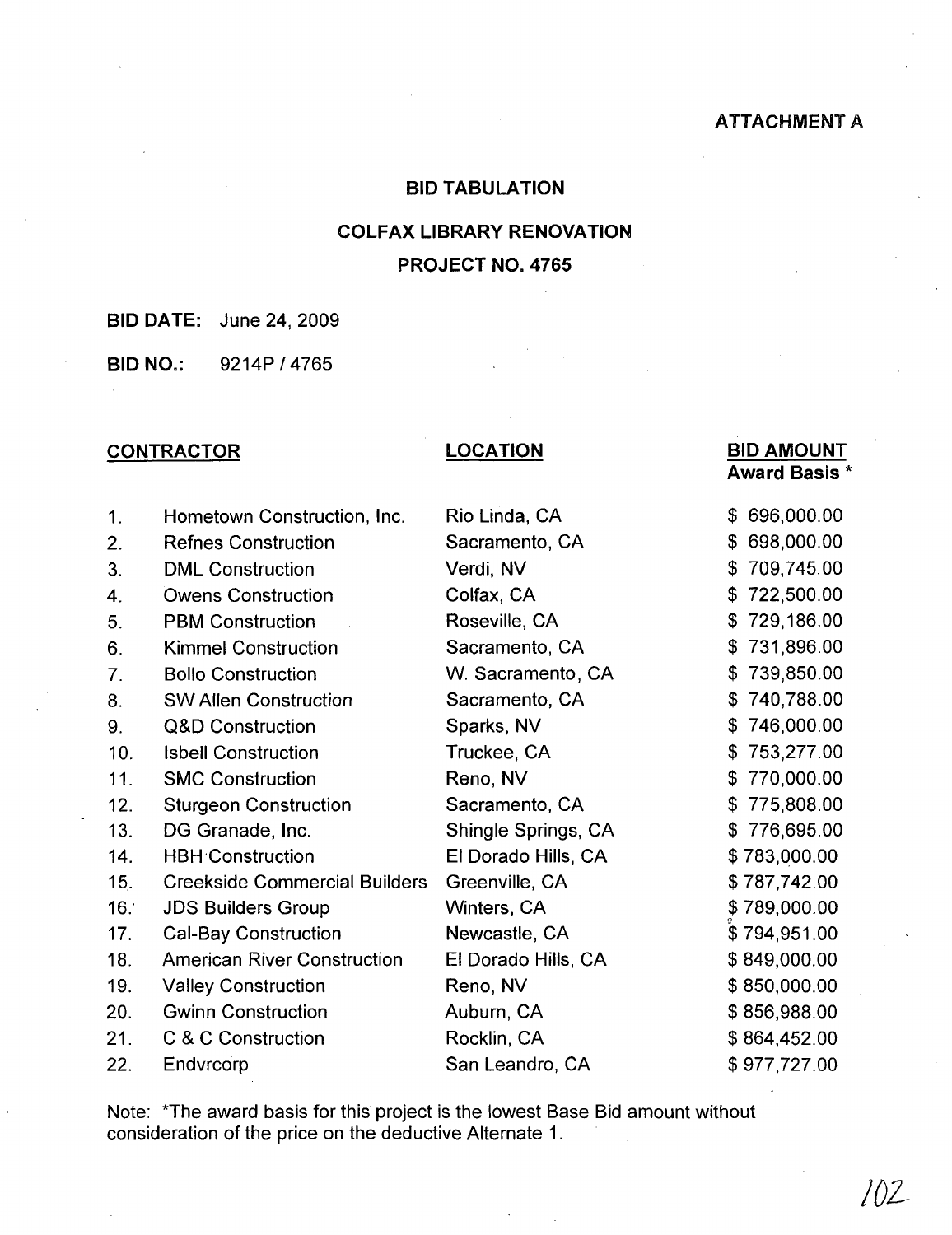ATTACHMENT A

## BID TABULATION

## COLFAX LIBRARY RENOVATION

## PROJECT NO. 4765

**BID DATE:** June 24, 2009

**BID NO.:** 9214P / 4765

| | CONTRACTOR | LOCATION | BID AMOUNT Award Basis * |
|---|---|---|---|
| 1. | Hometown Construction, Inc. | Rio Linda, CA | $ 696,000.00 |
| 2. | Refnes Construction | Sacramento, CA | $ 698,000.00 |
| 3. | DML Construction | Verdi, NV | $ 709,745.00 |
| 4. | Owens Construction | Colfax, CA | $ 722,500.00 |
| 5. | PBM Construction | Roseville, CA | $ 729,186.00 |
| 6. | Kimmel Construction | Sacramento, CA | $ 731,896.00 |
| 7. | Bollo Construction | W. Sacramento, CA | $ 739,850.00 |
| 8. | SW Allen Construction | Sacramento, CA | $ 740,788.00 |
| 9. | Q&D Construction | Sparks, NV | $ 746,000.00 |
| 10. | Isbell Construction | Truckee, CA | $ 753,277.00 |
| 11. | SMC Construction | Reno, NV | $ 770,000.00 |
| 12. | Sturgeon Construction | Sacramento, CA | $ 775,808.00 |
| 13. | DG Granade, Inc. | Shingle Springs, CA | $ 776,695.00 |
| 14. | HBH Construction | El Dorado Hills, CA | $ 783,000.00 |
| 15. | Creekside Commercial Builders | Greenville, CA | $ 787,742.00 |
| 16. | JDS Builders Group | Winters, CA | $ 789,000.00 |
| 17. | Cal-Bay Construction | Newcastle, CA | $ 794,951.00 |
| 18. | American River Construction | El Dorado Hills, CA | $ 849,000.00 |
| 19. | Valley Construction | Reno, NV | $ 850,000.00 |
| 20. | Gwinn Construction | Auburn, CA | $ 856,988.00 |
| 21. | C & C Construction | Rocklin, CA | $ 864,452.00 |
| 22. | Endvrcorp | San Leandro, CA | $ 977,727.00 |

Note: *The award basis for this project is the lowest Base Bid amount without consideration of the price on the deductive Alternate 1.